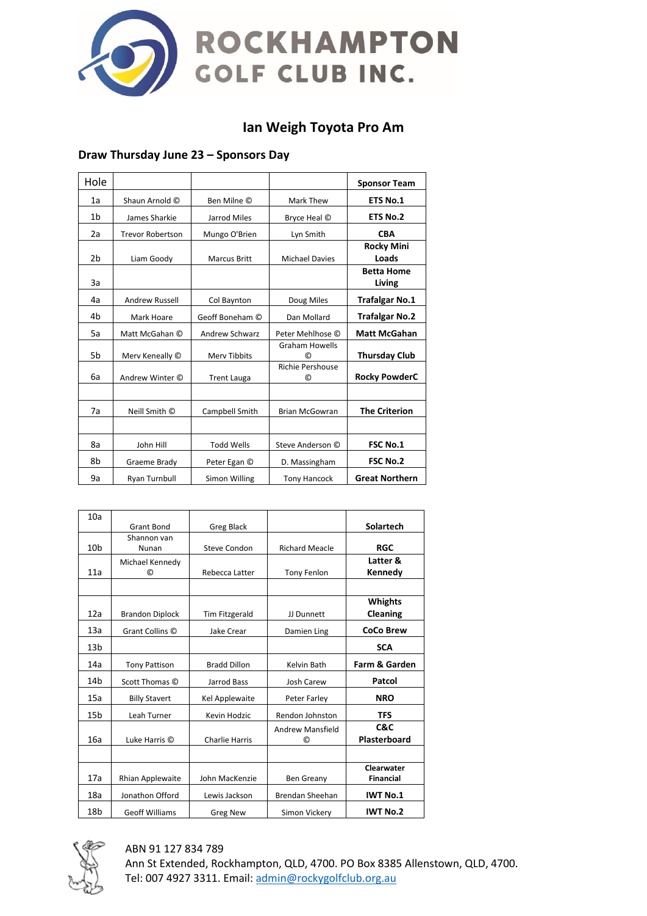ROCKHAMPTON GOLF CLUB INC.

# Ian Weigh Toyota Pro Am

## Draw Thursday June 23 – Sponsors Day

| Hole | | | | Sponsor Team |
|---|---|---|---|---|
| 1a | Shaun Arnold © | Ben Milne © | Mark Thew | **ETS No.1** |
| 1b | James Sharkie | Jarrod Miles | Bryce Heal © | **ETS No.2** |
| 2a | Trevor Robertson | Mungo O'Brien | Lyn Smith | **CBA** |
| 2b | Liam Goody | Marcus Britt | Michael Davies | **Rocky Mini Loads** |
| 3a | | | | **Betta Home Living** |
| 4a | Andrew Russell | Col Baynton | Doug Miles | **Trafalgar No.1** |
| 4b | Mark Hoare | Geoff Boneham © | Dan Mollard | **Trafalgar No.2** |
| 5a | Matt McGahan © | Andrew Schwarz | Peter Mehlhose © | **Matt McGahan** |
| 5b | Merv Keneally © | Merv Tibbits | Graham Howells © | **Thursday Club** |
| 6a | Andrew Winter © | Trent Lauga | Richie Pershouse © | **Rocky PowderC** |
| | | | | |
| 7a | Neill Smith © | Campbell Smith | Brian McGowran | **The Criterion** |
| | | | | |
| 8a | John Hill | Todd Wells | Steve Anderson © | **FSC No.1** |
| 8b | Graeme Brady | Peter Egan © | D. Massingham | **FSC No.2** |
| 9a | Ryan Turnbull | Simon Willing | Tony Hancock | **Great Northern** |

| Hole | | | | Sponsor Team |
|---|---|---|---|---|
| 10a | Grant Bond | Greg Black | | **Solartech** |
| 10b | Shannon van Nunan | Steve Condon | Richard Meacle | **RGC** |
| 11a | Michael Kennedy © | Rebecca Latter | Tony Fenlon | **Latter & Kennedy** |
| | | | | |
| 12a | Brandon Diplock | Tim Fitzgerald | JJ Dunnett | **Whights Cleaning** |
| 13a | Grant Collins © | Jake Crear | Damien Ling | **CoCo Brew** |
| 13b | | | | **SCA** |
| 14a | Tony Pattison | Bradd Dillon | Kelvin Bath | **Farm & Garden** |
| 14b | Scott Thomas © | Jarrod Bass | Josh Carew | **Patcol** |
| 15a | Billy Stavert | Kel Applewaite | Peter Farley | **NRO** |
| 15b | Leah Turner | Kevin Hodzic | Rendon Johnston | **TFS** |
| 16a | Luke Harris © | Charlie Harris | Andrew Mansfield © | **C&C Plasterboard** |
| | | | | |
| 17a | Rhian Applewaite | John MacKenzie | Ben Greany | **Clearwater Financial** |
| 18a | Jonathon Offord | Lewis Jackson | Brendan Sheehan | **IWT No.1** |
| 18b | Geoff Williams | Greg New | Simon Vickery | **IWT No.2** |

ABN 91 127 834 789
Ann St Extended, Rockhampton, QLD, 4700. PO Box 8385 Allenstown, QLD, 4700.
Tel: 007 4927 3311. Email: admin@rockygolfclub.org.au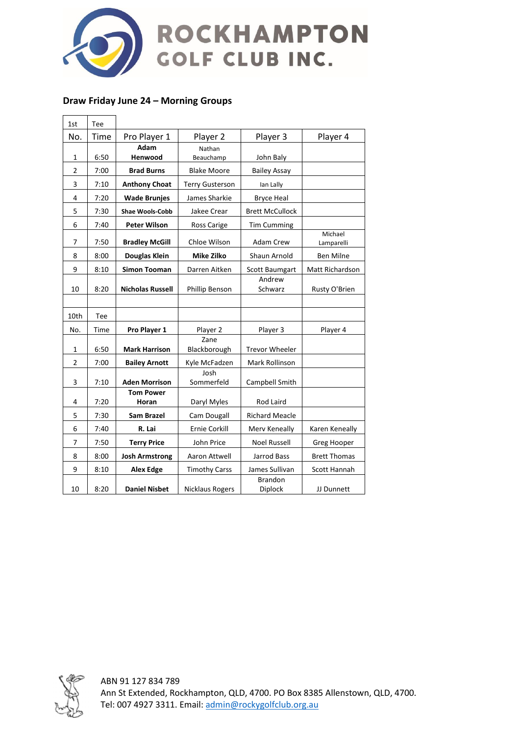# ROCKHAMPTON GOLF CLUB INC.

## Draw Friday June 24 – Morning Groups

| 1st No. | Tee Time | Pro Player 1 | Player 2 | Player 3 | Player 4 |
|---|---|---|---|---|---|
| 1 | 6:50 | **Adam Henwood** | Nathan Beauchamp | John Baly | |
| 2 | 7:00 | **Brad Burns** | Blake Moore | Bailey Assay | |
| 3 | 7:10 | **Anthony Choat** | Terry Gusterson | Ian Lally | |
| 4 | 7:20 | **Wade Brunjes** | James Sharkie | Bryce Heal | |
| 5 | 7:30 | **Shae Wools-Cobb** | Jakee Crear | Brett McCullock | |
| 6 | 7:40 | **Peter Wilson** | Ross Carige | Tim Cumming | |
| 7 | 7:50 | **Bradley McGill** | Chloe Wilson | Adam Crew | Michael Lamparelli |
| 8 | 8:00 | **Douglas Klein** | **Mike Zilko** | Shaun Arnold | Ben Milne |
| 9 | 8:10 | **Simon Tooman** | Darren Aitken | Scott Baumgart | Matt Richardson |
| 10 | 8:20 | **Nicholas Russell** | Phillip Benson | Andrew Schwarz | Rusty O'Brien |

| 10th No. | Tee Time | Pro Player 1 | Player 2 | Player 3 | Player 4 |
|---|---|---|---|---|---|
| 1 | 6:50 | **Mark Harrison** | Zane Blackborough | Trevor Wheeler | |
| 2 | 7:00 | **Bailey Arnott** | Kyle McFadzen | Mark Rollinson | |
| 3 | 7:10 | **Aden Morrison** | Josh Sommerfeld | Campbell Smith | |
| 4 | 7:20 | **Tom Power Horan** | Daryl Myles | Rod Laird | |
| 5 | 7:30 | **Sam Brazel** | Cam Dougall | Richard Meacle | |
| 6 | 7:40 | **R. Lai** | Ernie Corkill | Merv Keneally | Karen Keneally |
| 7 | 7:50 | **Terry Price** | John Price | Noel Russell | Greg Hooper |
| 8 | 8:00 | **Josh Armstrong** | Aaron Attwell | Jarrod Bass | Brett Thomas |
| 9 | 8:10 | **Alex Edge** | Timothy Carss | James Sullivan | Scott Hannah |
| 10 | 8:20 | **Daniel Nisbet** | Nicklaus Rogers | Brandon Diplock | JJ Dunnett |

ABN 91 127 834 789
Ann St Extended, Rockhampton, QLD, 4700. PO Box 8385 Allenstown, QLD, 4700.
Tel: 007 4927 3311. Email: admin@rockygolfclub.org.au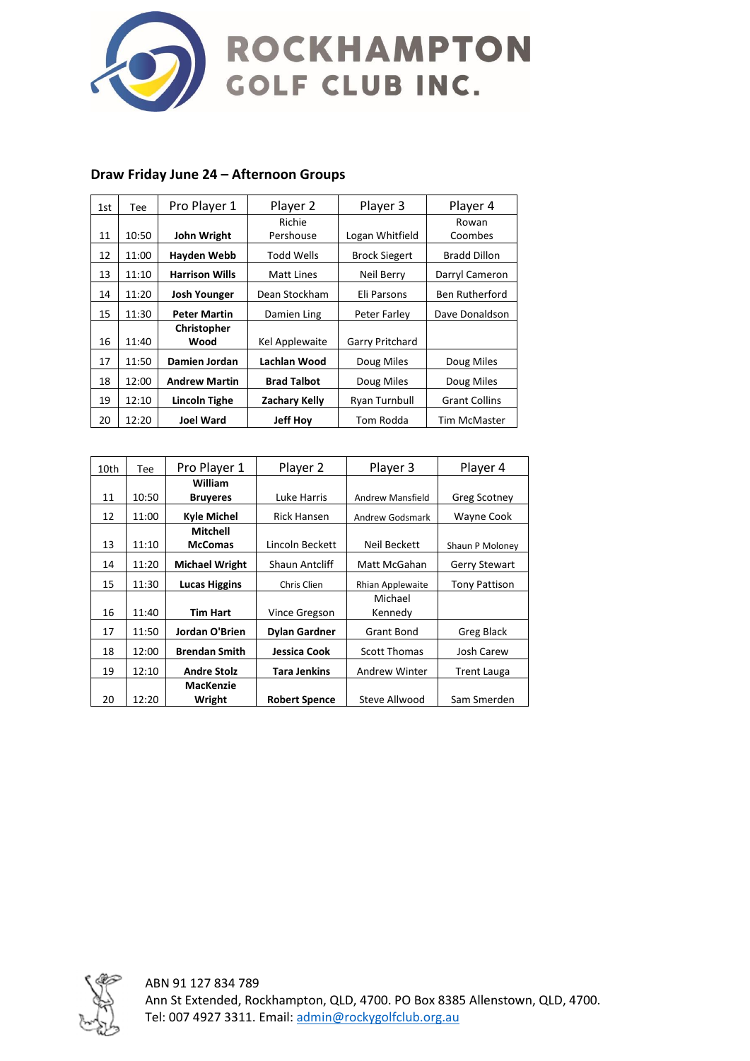# ROCKHAMPTON GOLF CLUB INC.

## Draw Friday June 24 – Afternoon Groups

| 1st | Tee | Pro Player 1 | Player 2 | Player 3 | Player 4 |
|---|---|---|---|---|---|
| 11 | 10:50 | **John Wright** | Richie Pershouse | Logan Whitfield | Rowan Coombes |
| 12 | 11:00 | **Hayden Webb** | Todd Wells | Brock Siegert | Bradd Dillon |
| 13 | 11:10 | **Harrison Wills** | Matt Lines | Neil Berry | Darryl Cameron |
| 14 | 11:20 | **Josh Younger** | Dean Stockham | Eli Parsons | Ben Rutherford |
| 15 | 11:30 | **Peter Martin** | Damien Ling | Peter Farley | Dave Donaldson |
| 16 | 11:40 | **Christopher Wood** | Kel Applewaite | Garry Pritchard | |
| 17 | 11:50 | **Damien Jordan** | **Lachlan Wood** | Doug Miles | Doug Miles |
| 18 | 12:00 | **Andrew Martin** | **Brad Talbot** | Doug Miles | Doug Miles |
| 19 | 12:10 | **Lincoln Tighe** | **Zachary Kelly** | Ryan Turnbull | Grant Collins |
| 20 | 12:20 | **Joel Ward** | **Jeff Hoy** | Tom Rodda | Tim McMaster |

| 10th | Tee | Pro Player 1 | Player 2 | Player 3 | Player 4 |
|---|---|---|---|---|---|
| 11 | 10:50 | **William Bruyeres** | Luke Harris | Andrew Mansfield | Greg Scotney |
| 12 | 11:00 | **Kyle Michel** | Rick Hansen | Andrew Godsmark | Wayne Cook |
| 13 | 11:10 | **Mitchell McComas** | Lincoln Beckett | Neil Beckett | Shaun P Moloney |
| 14 | 11:20 | **Michael Wright** | Shaun Antcliff | Matt McGahan | Gerry Stewart |
| 15 | 11:30 | **Lucas Higgins** | Chris Clien | Rhian Applewaite | Tony Pattison |
| 16 | 11:40 | **Tim Hart** | Vince Gregson | Michael Kennedy | |
| 17 | 11:50 | **Jordan O'Brien** | **Dylan Gardner** | Grant Bond | Greg Black |
| 18 | 12:00 | **Brendan Smith** | **Jessica Cook** | Scott Thomas | Josh Carew |
| 19 | 12:10 | **Andre Stolz** | **Tara Jenkins** | Andrew Winter | Trent Lauga |
| 20 | 12:20 | **MacKenzie Wright** | **Robert Spence** | Steve Allwood | Sam Smerden |

ABN 91 127 834 789
Ann St Extended, Rockhampton, QLD, 4700. PO Box 8385 Allenstown, QLD, 4700.
Tel: 007 4927 3311. Email: admin@rockygolfclub.org.au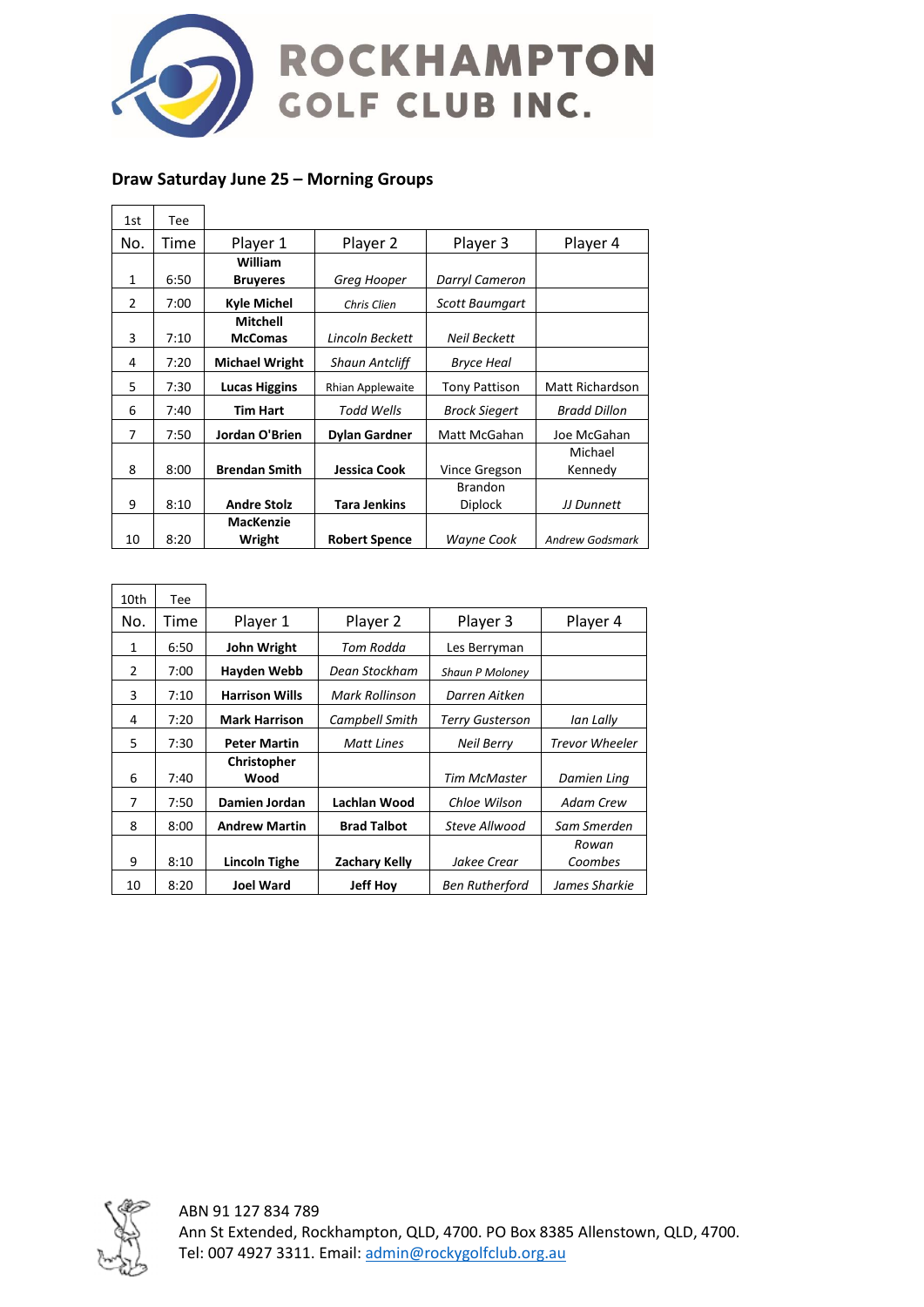# ROCKHAMPTON GOLF CLUB INC.

## Draw Saturday June 25 – Morning Groups

| 1st No. | Tee Time | Player 1 | Player 2 | Player 3 | Player 4 |
|---|---|---|---|---|---|
| 1 | 6:50 | **William Bruyeres** | *Greg Hooper* | *Darryl Cameron* | |
| 2 | 7:00 | **Kyle Michel** | *Chris Clien* | *Scott Baumgart* | |
| 3 | 7:10 | **Mitchell McComas** | *Lincoln Beckett* | *Neil Beckett* | |
| 4 | 7:20 | **Michael Wright** | *Shaun Antcliff* | *Bryce Heal* | |
| 5 | 7:30 | **Lucas Higgins** | Rhian Applewaite | Tony Pattison | Matt Richardson |
| 6 | 7:40 | **Tim Hart** | *Todd Wells* | *Brock Siegert* | *Bradd Dillon* |
| 7 | 7:50 | **Jordan O'Brien** | **Dylan Gardner** | Matt McGahan | Joe McGahan |
| 8 | 8:00 | **Brendan Smith** | **Jessica Cook** | Vince Gregson | Michael Kennedy |
| 9 | 8:10 | **Andre Stolz** | **Tara Jenkins** | Brandon Diplock | *JJ Dunnett* |
| 10 | 8:20 | **MacKenzie Wright** | **Robert Spence** | *Wayne Cook* | *Andrew Godsmark* |

| 10th No. | Tee Time | Player 1 | Player 2 | Player 3 | Player 4 |
|---|---|---|---|---|---|
| 1 | 6:50 | **John Wright** | *Tom Rodda* | Les Berryman | |
| 2 | 7:00 | **Hayden Webb** | *Dean Stockham* | *Shaun P Moloney* | |
| 3 | 7:10 | **Harrison Wills** | *Mark Rollinson* | *Darren Aitken* | |
| 4 | 7:20 | **Mark Harrison** | *Campbell Smith* | *Terry Gusterson* | *Ian Lally* |
| 5 | 7:30 | **Peter Martin** | *Matt Lines* | *Neil Berry* | *Trevor Wheeler* |
| 6 | 7:40 | **Christopher Wood** | | *Tim McMaster* | *Damien Ling* |
| 7 | 7:50 | **Damien Jordan** | **Lachlan Wood** | *Chloe Wilson* | *Adam Crew* |
| 8 | 8:00 | **Andrew Martin** | **Brad Talbot** | *Steve Allwood* | *Sam Smerden* |
| 9 | 8:10 | **Lincoln Tighe** | **Zachary Kelly** | *Jakee Crear* | *Rowan Coombes* |
| 10 | 8:20 | **Joel Ward** | **Jeff Hoy** | *Ben Rutherford* | *James Sharkie* |

ABN 91 127 834 789
Ann St Extended, Rockhampton, QLD, 4700. PO Box 8385 Allenstown, QLD, 4700.
Tel: 007 4927 3311. Email: admin@rockygolfclub.org.au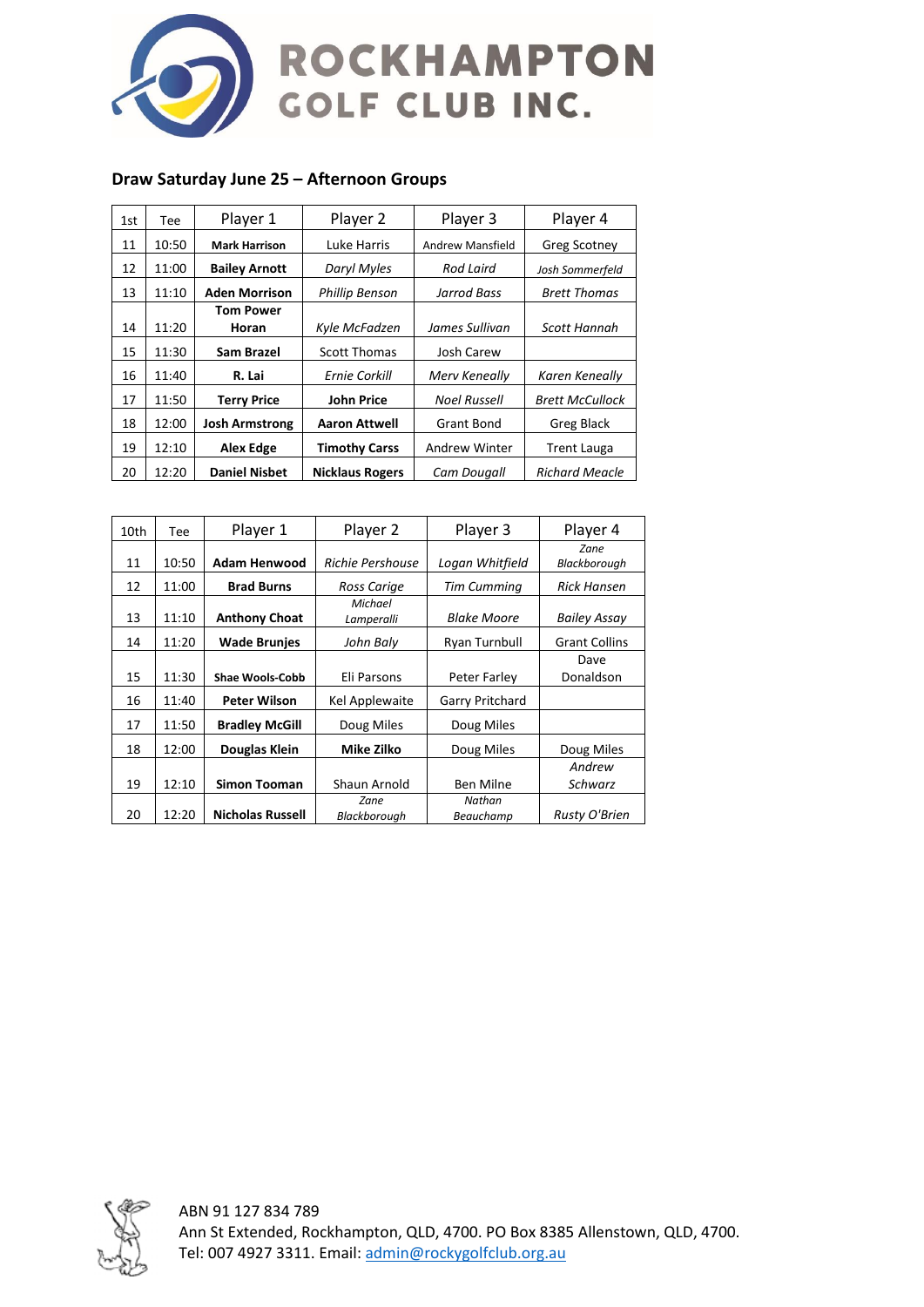**ROCKHAMPTON GOLF CLUB INC.**

### Draw Saturday June 25 – Afternoon Groups

| 1st | Tee | Player 1 | Player 2 | Player 3 | Player 4 |
|---|---|---|---|---|---|
| 11 | 10:50 | **Mark Harrison** | Luke Harris | Andrew Mansfield | Greg Scotney |
| 12 | 11:00 | **Bailey Arnott** | *Daryl Myles* | *Rod Laird* | *Josh Sommerfeld* |
| 13 | 11:10 | **Aden Morrison** | *Phillip Benson* | *Jarrod Bass* | *Brett Thomas* |
| 14 | 11:20 | **Tom Power Horan** | *Kyle McFadzen* | *James Sullivan* | *Scott Hannah* |
| 15 | 11:30 | **Sam Brazel** | Scott Thomas | Josh Carew | |
| 16 | 11:40 | **R. Lai** | *Ernie Corkill* | *Merv Keneally* | *Karen Keneally* |
| 17 | 11:50 | **Terry Price** | **John Price** | *Noel Russell* | *Brett McCullock* |
| 18 | 12:00 | **Josh Armstrong** | **Aaron Attwell** | Grant Bond | Greg Black |
| 19 | 12:10 | **Alex Edge** | **Timothy Carss** | Andrew Winter | Trent Lauga |
| 20 | 12:20 | **Daniel Nisbet** | **Nicklaus Rogers** | *Cam Dougall* | *Richard Meacle* |

| 10th | Tee | Player 1 | Player 2 | Player 3 | Player 4 |
|---|---|---|---|---|---|
| 11 | 10:50 | **Adam Henwood** | *Richie Pershouse* | *Logan Whitfield* | *Zane Blackborough* |
| 12 | 11:00 | **Brad Burns** | *Ross Carige* | *Tim Cumming* | *Rick Hansen* |
| 13 | 11:10 | **Anthony Choat** | *Michael Lamperalli* | *Blake Moore* | *Bailey Assay* |
| 14 | 11:20 | **Wade Brunjes** | *John Baly* | Ryan Turnbull | Grant Collins |
| 15 | 11:30 | **Shae Wools-Cobb** | Eli Parsons | Peter Farley | Dave Donaldson |
| 16 | 11:40 | **Peter Wilson** | Kel Applewaite | Garry Pritchard | |
| 17 | 11:50 | **Bradley McGill** | Doug Miles | Doug Miles | |
| 18 | 12:00 | **Douglas Klein** | **Mike Zilko** | Doug Miles | Doug Miles |
| 19 | 12:10 | **Simon Tooman** | Shaun Arnold | Ben Milne | *Andrew Schwarz* |
| 20 | 12:20 | **Nicholas Russell** | *Zane Blackborough* | *Nathan Beauchamp* | *Rusty O'Brien* |

ABN 91 127 834 789
Ann St Extended, Rockhampton, QLD, 4700. PO Box 8385 Allenstown, QLD, 4700.
Tel: 007 4927 3311. Email: admin@rockygolfclub.org.au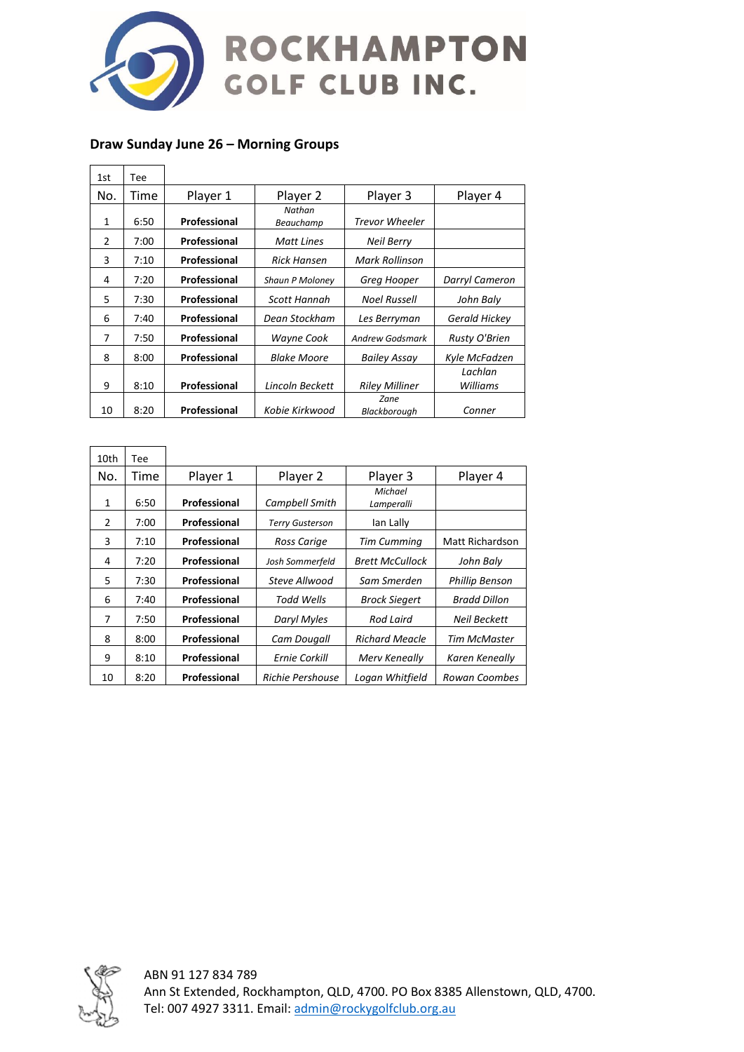**ROCKHAMPTON GOLF CLUB INC.**

### Draw Sunday June 26 – Morning Groups

| 1st No. | Tee Time | Player 1 | Player 2 | Player 3 | Player 4 |
|---|---|---|---|---|---|
| 1 | 6:50 | **Professional** | *Nathan Beauchamp* | *Trevor Wheeler* | |
| 2 | 7:00 | **Professional** | *Matt Lines* | *Neil Berry* | |
| 3 | 7:10 | **Professional** | *Rick Hansen* | *Mark Rollinson* | |
| 4 | 7:20 | **Professional** | *Shaun P Moloney* | *Greg Hooper* | *Darryl Cameron* |
| 5 | 7:30 | **Professional** | *Scott Hannah* | *Noel Russell* | *John Baly* |
| 6 | 7:40 | **Professional** | *Dean Stockham* | *Les Berryman* | *Gerald Hickey* |
| 7 | 7:50 | **Professional** | *Wayne Cook* | *Andrew Godsmark* | *Rusty O'Brien* |
| 8 | 8:00 | **Professional** | *Blake Moore* | *Bailey Assay* | *Kyle McFadzen* |
| 9 | 8:10 | **Professional** | *Lincoln Beckett* | *Riley Milliner* | *Lachlan Williams* |
| 10 | 8:20 | **Professional** | *Kobie Kirkwood* | *Zane Blackborough* | *Conner* |

| 10th No. | Tee Time | Player 1 | Player 2 | Player 3 | Player 4 |
|---|---|---|---|---|---|
| 1 | 6:50 | **Professional** | *Campbell Smith* | *Michael Lamperalli* | |
| 2 | 7:00 | **Professional** | *Terry Gusterson* | Ian Lally | |
| 3 | 7:10 | **Professional** | *Ross Carige* | *Tim Cumming* | Matt Richardson |
| 4 | 7:20 | **Professional** | *Josh Sommerfeld* | *Brett McCullock* | *John Baly* |
| 5 | 7:30 | **Professional** | *Steve Allwood* | *Sam Smerden* | *Phillip Benson* |
| 6 | 7:40 | **Professional** | *Todd Wells* | *Brock Siegert* | *Bradd Dillon* |
| 7 | 7:50 | **Professional** | *Daryl Myles* | *Rod Laird* | *Neil Beckett* |
| 8 | 8:00 | **Professional** | *Cam Dougall* | *Richard Meacle* | *Tim McMaster* |
| 9 | 8:10 | **Professional** | *Ernie Corkill* | *Merv Keneally* | *Karen Keneally* |
| 10 | 8:20 | **Professional** | *Richie Pershouse* | *Logan Whitfield* | *Rowan Coombes* |

ABN 91 127 834 789
Ann St Extended, Rockhampton, QLD, 4700. PO Box 8385 Allenstown, QLD, 4700.
Tel: 007 4927 3311. Email: admin@rockygolfclub.org.au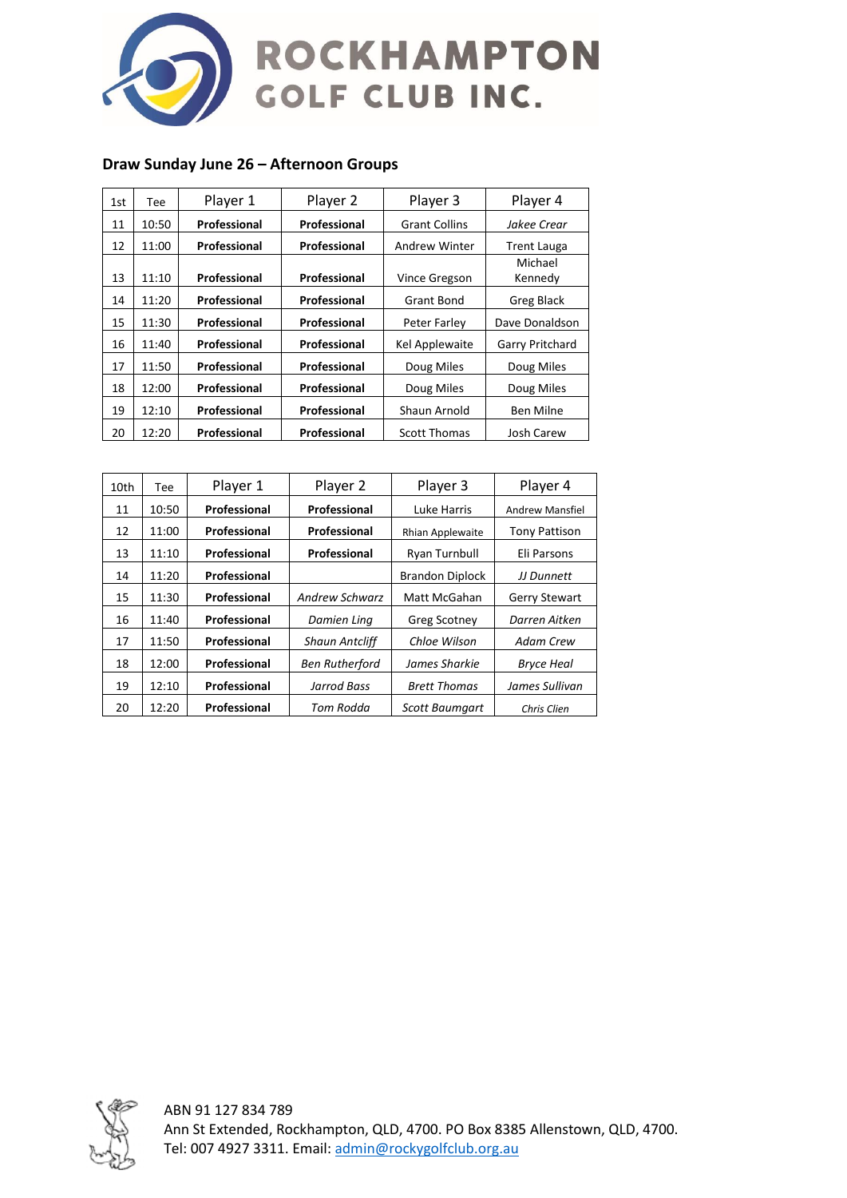**ROCKHAMPTON GOLF CLUB INC.**

### Draw Sunday June 26 – Afternoon Groups

| 1st | Tee | Player 1 | Player 2 | Player 3 | Player 4 |
|---|---|---|---|---|---|
| 11 | 10:50 | **Professional** | **Professional** | Grant Collins | *Jakee Crear* |
| 12 | 11:00 | **Professional** | **Professional** | Andrew Winter | Trent Lauga |
| 13 | 11:10 | **Professional** | **Professional** | Vince Gregson | Michael Kennedy |
| 14 | 11:20 | **Professional** | **Professional** | Grant Bond | Greg Black |
| 15 | 11:30 | **Professional** | **Professional** | Peter Farley | Dave Donaldson |
| 16 | 11:40 | **Professional** | **Professional** | Kel Applewaite | Garry Pritchard |
| 17 | 11:50 | **Professional** | **Professional** | Doug Miles | Doug Miles |
| 18 | 12:00 | **Professional** | **Professional** | Doug Miles | Doug Miles |
| 19 | 12:10 | **Professional** | **Professional** | Shaun Arnold | Ben Milne |
| 20 | 12:20 | **Professional** | **Professional** | Scott Thomas | Josh Carew |

| 10th | Tee | Player 1 | Player 2 | Player 3 | Player 4 |
|---|---|---|---|---|---|
| 11 | 10:50 | **Professional** | **Professional** | Luke Harris | Andrew Mansfiel |
| 12 | 11:00 | **Professional** | **Professional** | Rhian Applewaite | Tony Pattison |
| 13 | 11:10 | **Professional** | **Professional** | Ryan Turnbull | Eli Parsons |
| 14 | 11:20 | **Professional** | | Brandon Diplock | *JJ Dunnett* |
| 15 | 11:30 | **Professional** | *Andrew Schwarz* | Matt McGahan | Gerry Stewart |
| 16 | 11:40 | **Professional** | *Damien Ling* | Greg Scotney | *Darren Aitken* |
| 17 | 11:50 | **Professional** | *Shaun Antcliff* | *Chloe Wilson* | *Adam Crew* |
| 18 | 12:00 | **Professional** | *Ben Rutherford* | *James Sharkie* | *Bryce Heal* |
| 19 | 12:10 | **Professional** | *Jarrod Bass* | *Brett Thomas* | *James Sullivan* |
| 20 | 12:20 | **Professional** | *Tom Rodda* | *Scott Baumgart* | *Chris Clien* |

ABN 91 127 834 789
Ann St Extended, Rockhampton, QLD, 4700. PO Box 8385 Allenstown, QLD, 4700.
Tel: 007 4927 3311. Email: admin@rockygolfclub.org.au